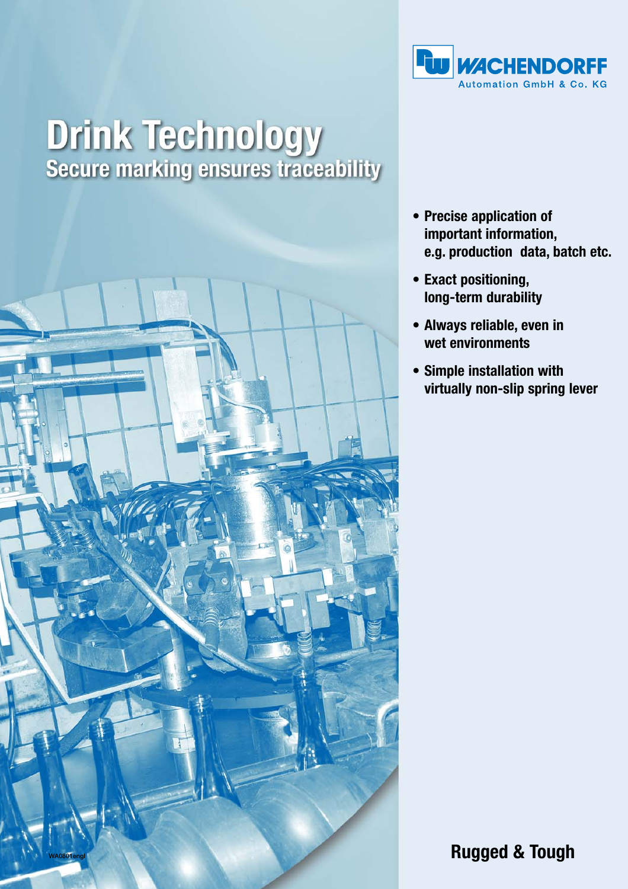WACHENDORFF
Automation GmbH & Co. KG

# Drink Technology
## Secure marking ensures traceability

- **Precise application of important information, e.g. production data, batch etc.**
- **Exact positioning, long-term durability**
- **Always reliable, even in wet environments**
- **Simple installation with virtually non-slip spring lever**

WA0801engl

**Rugged & Tough**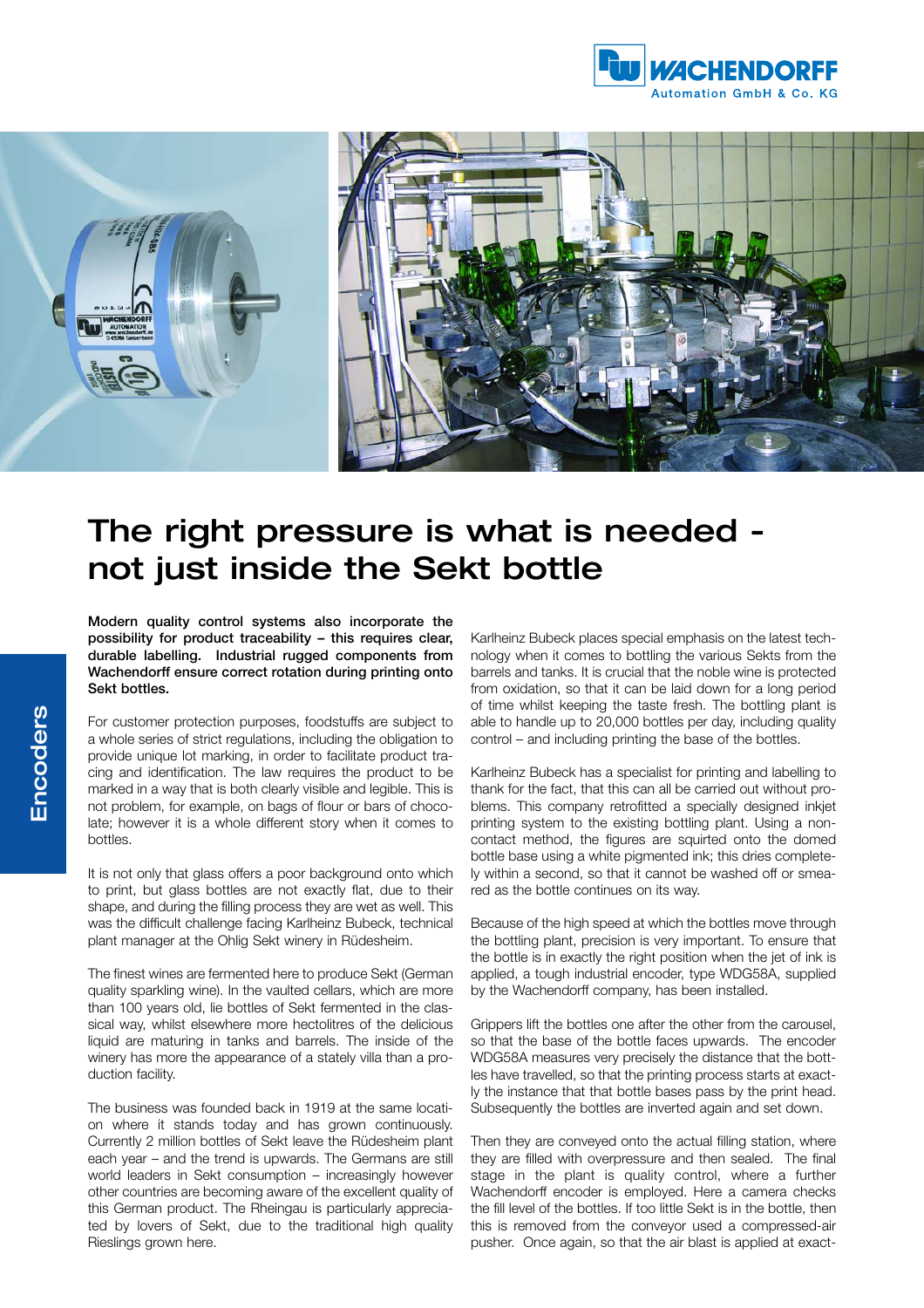# The right pressure is what is needed - not just inside the Sekt bottle

**Modern quality control systems also incorporate the possibility for product traceability – this requires clear, durable labelling. Industrial rugged components from Wachendorff ensure correct rotation during printing onto Sekt bottles.**

For customer protection purposes, foodstuffs are subject to a whole series of strict regulations, including the obligation to provide unique lot marking, in order to facilitate product tracing and identification. The law requires the product to be marked in a way that is both clearly visible and legible. This is not problem, for example, on bags of flour or bars of chocolate; however it is a whole different story when it comes to bottles.

It is not only that glass offers a poor background onto which to print, but glass bottles are not exactly flat, due to their shape, and during the filling process they are wet as well. This was the difficult challenge facing Karlheinz Bubeck, technical plant manager at the Ohlig Sekt winery in Rüdesheim.

The finest wines are fermented here to produce Sekt (German quality sparkling wine). In the vaulted cellars, which are more than 100 years old, lie bottles of Sekt fermented in the classical way, whilst elsewhere more hectolitres of the delicious liquid are maturing in tanks and barrels. The inside of the winery has more the appearance of a stately villa than a production facility.

The business was founded back in 1919 at the same location where it stands today and has grown continuously. Currently 2 million bottles of Sekt leave the Rüdesheim plant each year – and the trend is upwards. The Germans are still world leaders in Sekt consumption – increasingly however other countries are becoming aware of the excellent quality of this German product. The Rheingau is particularly appreciated by lovers of Sekt, due to the traditional high quality Rieslings grown here.

Karlheinz Bubeck places special emphasis on the latest technology when it comes to bottling the various Sekts from the barrels and tanks. It is crucial that the noble wine is protected from oxidation, so that it can be laid down for a long period of time whilst keeping the taste fresh. The bottling plant is able to handle up to 20,000 bottles per day, including quality control – and including printing the base of the bottles.

Karlheinz Bubeck has a specialist for printing and labelling to thank for the fact, that this can all be carried out without problems. This company retrofitted a specially designed inkjet printing system to the existing bottling plant. Using a non-contact method, the figures are squirted onto the domed bottle base using a white pigmented ink; this dries completely within a second, so that it cannot be washed off or smeared as the bottle continues on its way.

Because of the high speed at which the bottles move through the bottling plant, precision is very important. To ensure that the bottle is in exactly the right position when the jet of ink is applied, a tough industrial encoder, type WDG58A, supplied by the Wachendorff company, has been installed.

Grippers lift the bottles one after the other from the carousel, so that the base of the bottle faces upwards. The encoder WDG58A measures very precisely the distance that the bottles have travelled, so that the printing process starts at exactly the instance that that bottle bases pass by the print head. Subsequently the bottles are inverted again and set down.

Then they are conveyed onto the actual filling station, where they are filled with overpressure and then sealed. The final stage in the plant is quality control, where a further Wachendorff encoder is employed. Here a camera checks the fill level of the bottles. If too little Sekt is in the bottle, then this is removed from the conveyor used a compressed-air pusher. Once again, so that the air blast is applied at exact-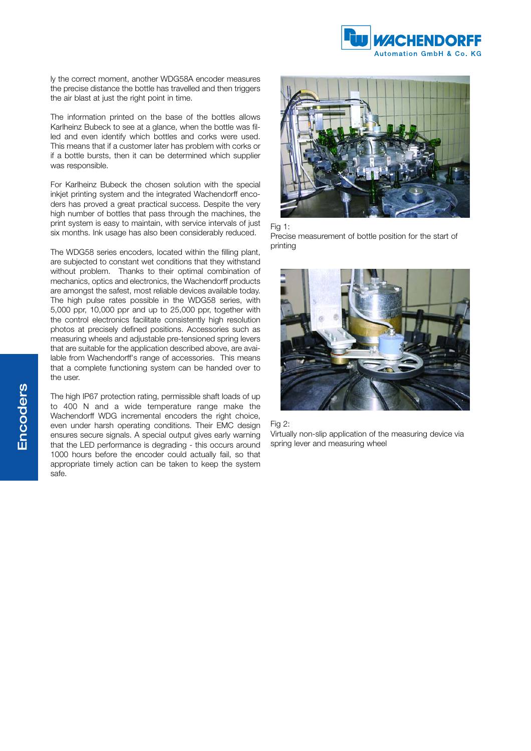ly the correct moment, another WDG58A encoder measures the precise distance the bottle has travelled and then triggers the air blast at just the right point in time.

The information printed on the base of the bottles allows Karlheinz Bubeck to see at a glance, when the bottle was filled and even identify which bottles and corks were used. This means that if a customer later has problem with corks or if a bottle bursts, then it can be determined which supplier was responsible.

For Karlheinz Bubeck the chosen solution with the special inkjet printing system and the integrated Wachendorff encoders has proved a great practical success. Despite the very high number of bottles that pass through the machines, the print system is easy to maintain, with service intervals of just six months. Ink usage has also been considerably reduced.

The WDG58 series encoders, located within the filling plant, are subjected to constant wet conditions that they withstand without problem. Thanks to their optimal combination of mechanics, optics and electronics, the Wachendorff products are amongst the safest, most reliable devices available today. The high pulse rates possible in the WDG58 series, with 5,000 ppr, 10,000 ppr and up to 25,000 ppr, together with the control electronics facilitate consistently high resolution photos at precisely defined positions. Accessories such as measuring wheels and adjustable pre-tensioned spring levers that are suitable for the application described above, are available from Wachendorff's range of accessories. This means that a complete functioning system can be handed over to the user.

The high IP67 protection rating, permissible shaft loads of up to 400 N and a wide temperature range make the Wachendorff WDG incremental encoders the right choice, even under harsh operating conditions. Their EMC design ensures secure signals. A special output gives early warning that the LED performance is degrading - this occurs around 1000 hours before the encoder could actually fail, so that appropriate timely action can be taken to keep the system safe.

Fig 1:
Precise measurement of bottle position for the start of printing

Fig 2:
Virtually non-slip application of the measuring device via spring lever and measuring wheel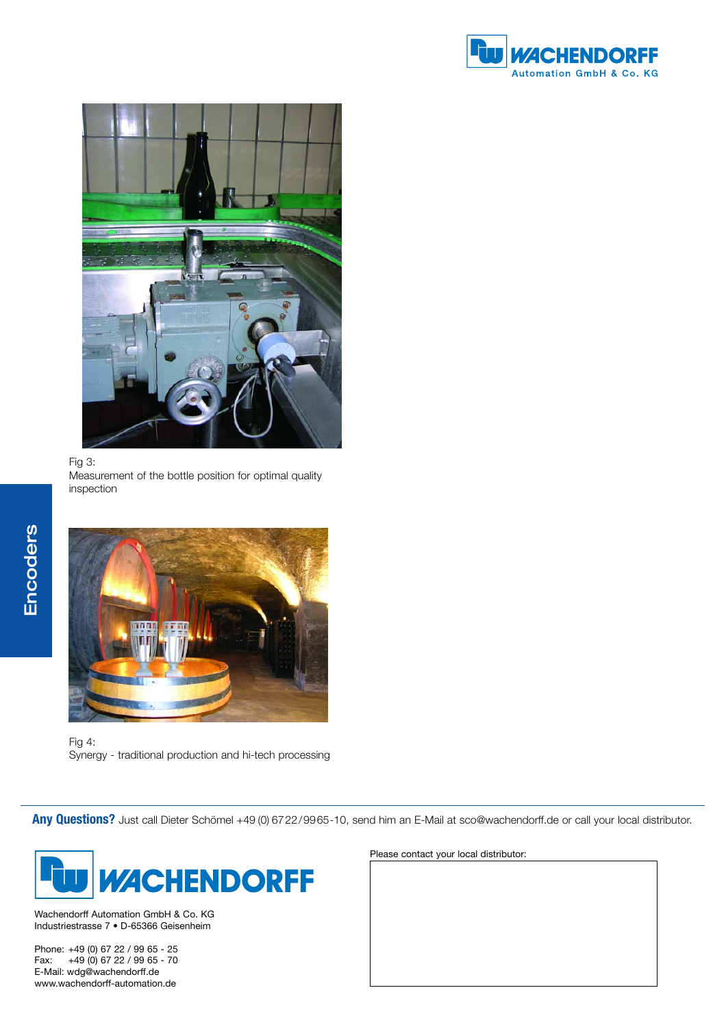Fig 3:
Measurement of the bottle position for optimal quality inspection

Fig 4:
Synergy - traditional production and hi-tech processing

**Any Questions?** Just call Dieter Schömel +49 (0) 6722/9965-10, send him an E-Mail at sco@wachendorff.de or call your local distributor.

Wachendorff Automation GmbH & Co. KG
Industriestrasse 7 • D-65366 Geisenheim

Phone: +49 (0) 67 22 / 99 65 - 25
Fax: +49 (0) 67 22 / 99 65 - 70
E-Mail: wdg@wachendorff.de
www.wachendorff-automation.de

Please contact your local distributor: